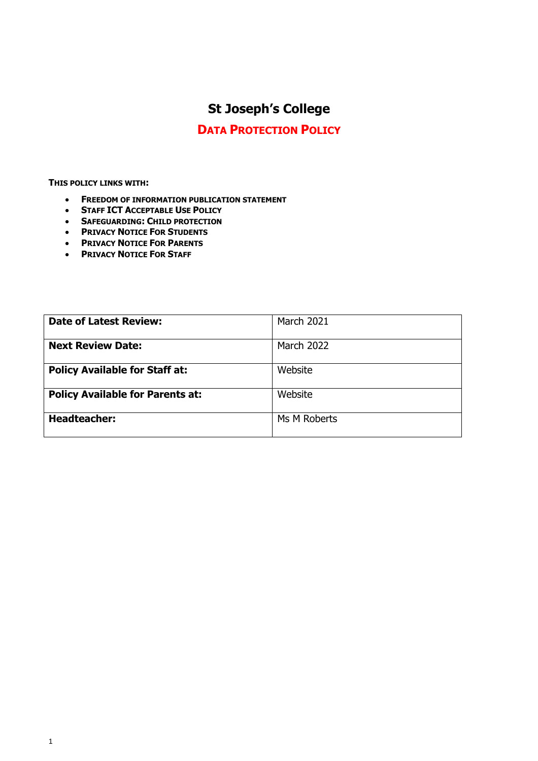# St Joseph's College

## DATA PROTECTION POLICY

**THIS POLICY LINKS WITH:**

- **FREEDOM OF INFORMATION PUBLICATION STATEMENT**
- **STAFF ICT ACCEPTABLE USE POLICY**
- **SAFEGUARDING: CHILD PROTECTION**
- **PRIVACY NOTICE FOR STUDENTS**
- **PRIVACY NOTICE FOR PARENTS**
- **PRIVACY NOTICE FOR STAFF**

| | |
|---|---|
| **Date of Latest Review:** | March 2021 |
| **Next Review Date:** | March 2022 |
| **Policy Available for Staff at:** | Website |
| **Policy Available for Parents at:** | Website |
| **Headteacher:** | Ms M Roberts |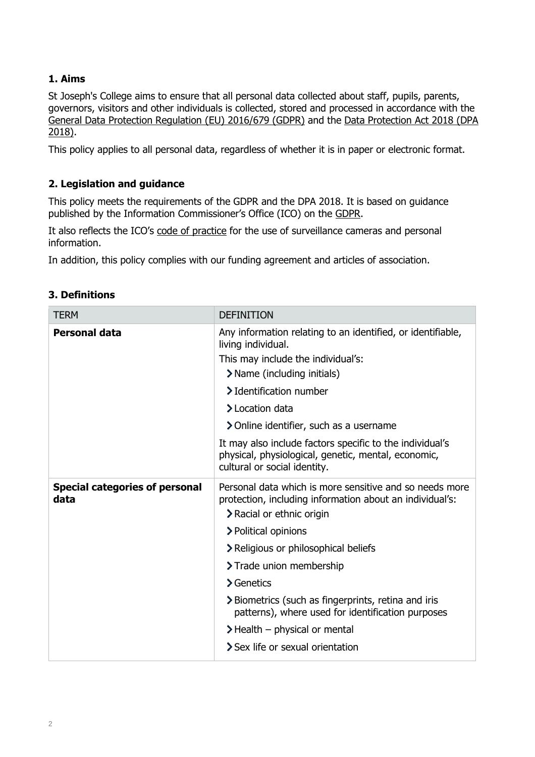## 1. Aims

St Joseph's College aims to ensure that all personal data collected about staff, pupils, parents, governors, visitors and other individuals is collected, stored and processed in accordance with the General Data Protection Regulation (EU) 2016/679 (GDPR) and the Data Protection Act 2018 (DPA 2018).

This policy applies to all personal data, regardless of whether it is in paper or electronic format.

## 2. Legislation and guidance

This policy meets the requirements of the GDPR and the DPA 2018. It is based on guidance published by the Information Commissioner's Office (ICO) on the GDPR.

It also reflects the ICO's code of practice for the use of surveillance cameras and personal information.

In addition, this policy complies with our funding agreement and articles of association.

## 3. Definitions

| TERM | DEFINITION |
|---|---|
| **Personal data** | Any information relating to an identified, or identifiable, living individual.<br>This may include the individual's:<br>› Name (including initials)<br>› Identification number<br>› Location data<br>› Online identifier, such as a username<br>It may also include factors specific to the individual's physical, physiological, genetic, mental, economic, cultural or social identity. |
| **Special categories of personal data** | Personal data which is more sensitive and so needs more protection, including information about an individual's:<br>› Racial or ethnic origin<br>› Political opinions<br>› Religious or philosophical beliefs<br>› Trade union membership<br>› Genetics<br>› Biometrics (such as fingerprints, retina and iris patterns), where used for identification purposes<br>› Health – physical or mental<br>› Sex life or sexual orientation |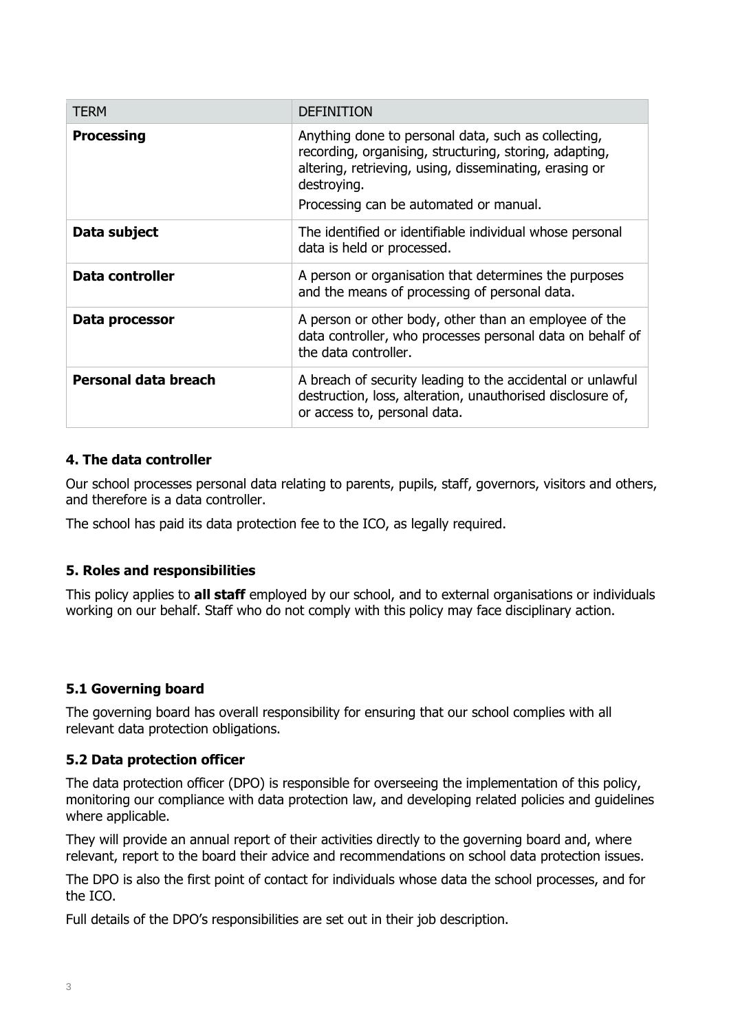| TERM | DEFINITION |
| --- | --- |
| **Processing** | Anything done to personal data, such as collecting, recording, organising, structuring, storing, adapting, altering, retrieving, using, disseminating, erasing or destroying.<br><br>Processing can be automated or manual. |
| **Data subject** | The identified or identifiable individual whose personal data is held or processed. |
| **Data controller** | A person or organisation that determines the purposes and the means of processing of personal data. |
| **Data processor** | A person or other body, other than an employee of the data controller, who processes personal data on behalf of the data controller. |
| **Personal data breach** | A breach of security leading to the accidental or unlawful destruction, loss, alteration, unauthorised disclosure of, or access to, personal data. |

### 4. The data controller

Our school processes personal data relating to parents, pupils, staff, governors, visitors and others, and therefore is a data controller.

The school has paid its data protection fee to the ICO, as legally required.

### 5. Roles and responsibilities

This policy applies to **all staff** employed by our school, and to external organisations or individuals working on our behalf. Staff who do not comply with this policy may face disciplinary action.

#### 5.1 Governing board

The governing board has overall responsibility for ensuring that our school complies with all relevant data protection obligations.

#### 5.2 Data protection officer

The data protection officer (DPO) is responsible for overseeing the implementation of this policy, monitoring our compliance with data protection law, and developing related policies and guidelines where applicable.

They will provide an annual report of their activities directly to the governing board and, where relevant, report to the board their advice and recommendations on school data protection issues.

The DPO is also the first point of contact for individuals whose data the school processes, and for the ICO.

Full details of the DPO's responsibilities are set out in their job description.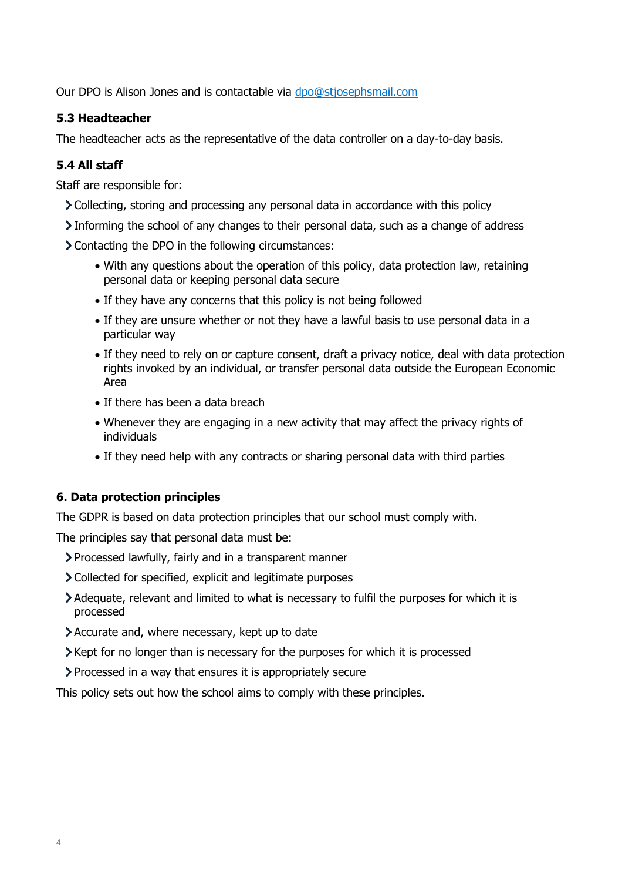Our DPO is Alison Jones and is contactable via [dpo@stjosephsmail.com](mailto:dpo@stjosephsmail.com)

### 5.3 Headteacher

The headteacher acts as the representative of the data controller on a day-to-day basis.

### 5.4 All staff

Staff are responsible for:

- Collecting, storing and processing any personal data in accordance with this policy
- Informing the school of any changes to their personal data, such as a change of address
- Contacting the DPO in the following circumstances:
  - With any questions about the operation of this policy, data protection law, retaining personal data or keeping personal data secure
  - If they have any concerns that this policy is not being followed
  - If they are unsure whether or not they have a lawful basis to use personal data in a particular way
  - If they need to rely on or capture consent, draft a privacy notice, deal with data protection rights invoked by an individual, or transfer personal data outside the European Economic Area
  - If there has been a data breach
  - Whenever they are engaging in a new activity that may affect the privacy rights of individuals
  - If they need help with any contracts or sharing personal data with third parties

## 6. Data protection principles

The GDPR is based on data protection principles that our school must comply with.

The principles say that personal data must be:

- Processed lawfully, fairly and in a transparent manner
- Collected for specified, explicit and legitimate purposes
- Adequate, relevant and limited to what is necessary to fulfil the purposes for which it is processed
- Accurate and, where necessary, kept up to date
- Kept for no longer than is necessary for the purposes for which it is processed
- Processed in a way that ensures it is appropriately secure

This policy sets out how the school aims to comply with these principles.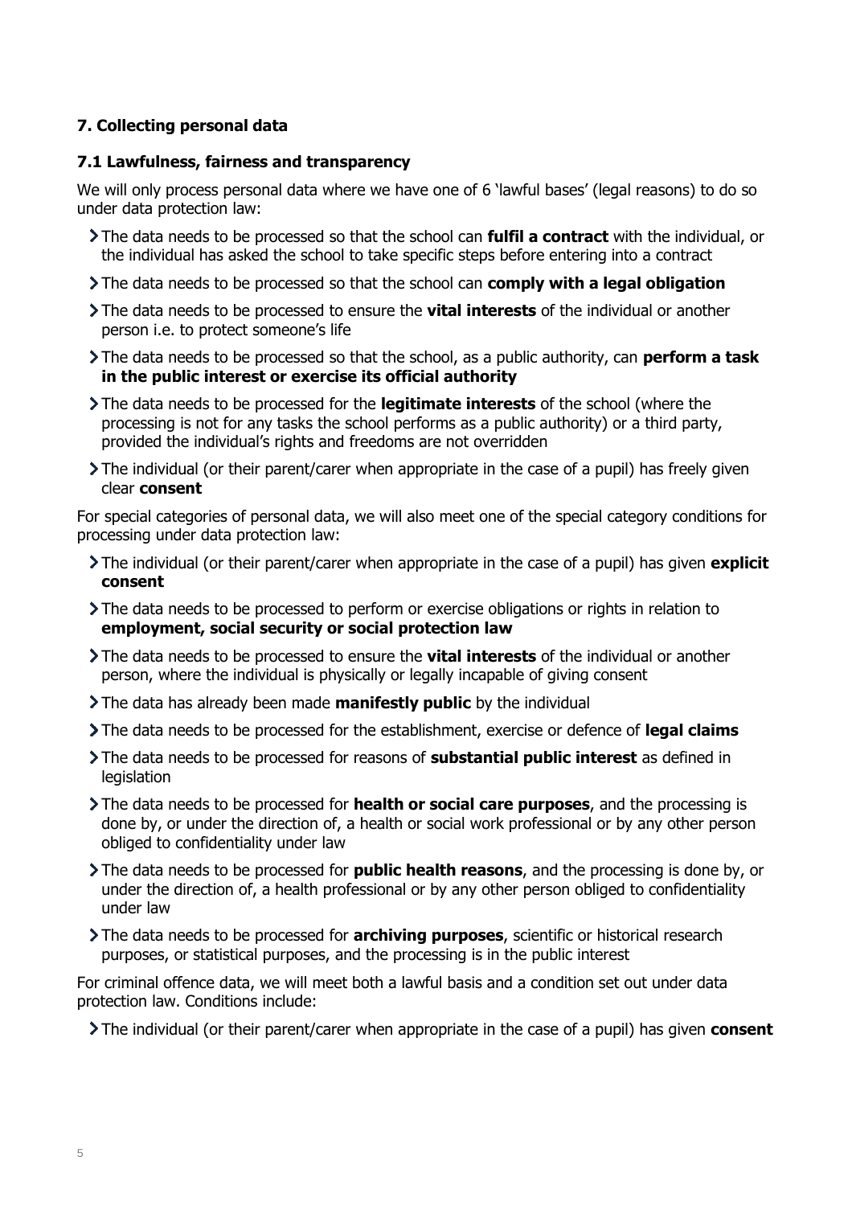## 7. Collecting personal data

### 7.1 Lawfulness, fairness and transparency

We will only process personal data where we have one of 6 'lawful bases' (legal reasons) to do so under data protection law:

- The data needs to be processed so that the school can **fulfil a contract** with the individual, or the individual has asked the school to take specific steps before entering into a contract
- The data needs to be processed so that the school can **comply with a legal obligation**
- The data needs to be processed to ensure the **vital interests** of the individual or another person i.e. to protect someone's life
- The data needs to be processed so that the school, as a public authority, can **perform a task in the public interest or exercise its official authority**
- The data needs to be processed for the **legitimate interests** of the school (where the processing is not for any tasks the school performs as a public authority) or a third party, provided the individual's rights and freedoms are not overridden
- The individual (or their parent/carer when appropriate in the case of a pupil) has freely given clear **consent**

For special categories of personal data, we will also meet one of the special category conditions for processing under data protection law:

- The individual (or their parent/carer when appropriate in the case of a pupil) has given **explicit consent**
- The data needs to be processed to perform or exercise obligations or rights in relation to **employment, social security or social protection law**
- The data needs to be processed to ensure the **vital interests** of the individual or another person, where the individual is physically or legally incapable of giving consent
- The data has already been made **manifestly public** by the individual
- The data needs to be processed for the establishment, exercise or defence of **legal claims**
- The data needs to be processed for reasons of **substantial public interest** as defined in legislation
- The data needs to be processed for **health or social care purposes**, and the processing is done by, or under the direction of, a health or social work professional or by any other person obliged to confidentiality under law
- The data needs to be processed for **public health reasons**, and the processing is done by, or under the direction of, a health professional or by any other person obliged to confidentiality under law
- The data needs to be processed for **archiving purposes**, scientific or historical research purposes, or statistical purposes, and the processing is in the public interest

For criminal offence data, we will meet both a lawful basis and a condition set out under data protection law. Conditions include:

- The individual (or their parent/carer when appropriate in the case of a pupil) has given **consent**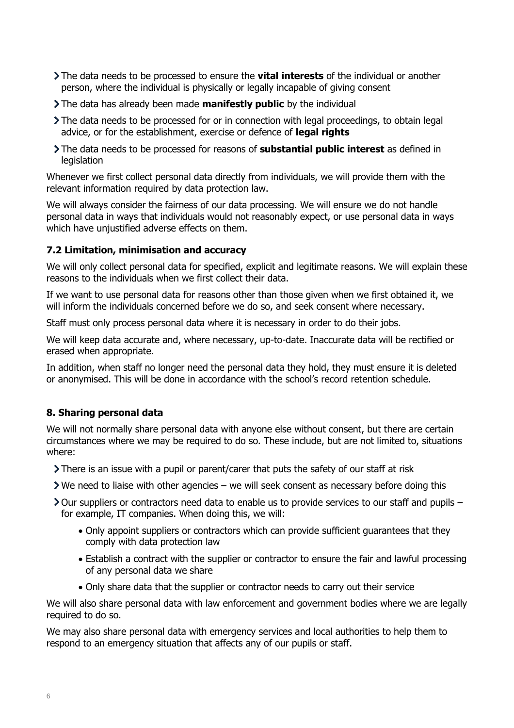- The data needs to be processed to ensure the **vital interests** of the individual or another person, where the individual is physically or legally incapable of giving consent
- The data has already been made **manifestly public** by the individual
- The data needs to be processed for or in connection with legal proceedings, to obtain legal advice, or for the establishment, exercise or defence of **legal rights**
- The data needs to be processed for reasons of **substantial public interest** as defined in legislation

Whenever we first collect personal data directly from individuals, we will provide them with the relevant information required by data protection law.

We will always consider the fairness of our data processing. We will ensure we do not handle personal data in ways that individuals would not reasonably expect, or use personal data in ways which have unjustified adverse effects on them.

### 7.2 Limitation, minimisation and accuracy

We will only collect personal data for specified, explicit and legitimate reasons. We will explain these reasons to the individuals when we first collect their data.

If we want to use personal data for reasons other than those given when we first obtained it, we will inform the individuals concerned before we do so, and seek consent where necessary.

Staff must only process personal data where it is necessary in order to do their jobs.

We will keep data accurate and, where necessary, up-to-date. Inaccurate data will be rectified or erased when appropriate.

In addition, when staff no longer need the personal data they hold, they must ensure it is deleted or anonymised. This will be done in accordance with the school's record retention schedule.

## 8. Sharing personal data

We will not normally share personal data with anyone else without consent, but there are certain circumstances where we may be required to do so. These include, but are not limited to, situations where:

- There is an issue with a pupil or parent/carer that puts the safety of our staff at risk
- We need to liaise with other agencies – we will seek consent as necessary before doing this
- Our suppliers or contractors need data to enable us to provide services to our staff and pupils – for example, IT companies. When doing this, we will:
  - Only appoint suppliers or contractors which can provide sufficient guarantees that they comply with data protection law
  - Establish a contract with the supplier or contractor to ensure the fair and lawful processing of any personal data we share
  - Only share data that the supplier or contractor needs to carry out their service

We will also share personal data with law enforcement and government bodies where we are legally required to do so.

We may also share personal data with emergency services and local authorities to help them to respond to an emergency situation that affects any of our pupils or staff.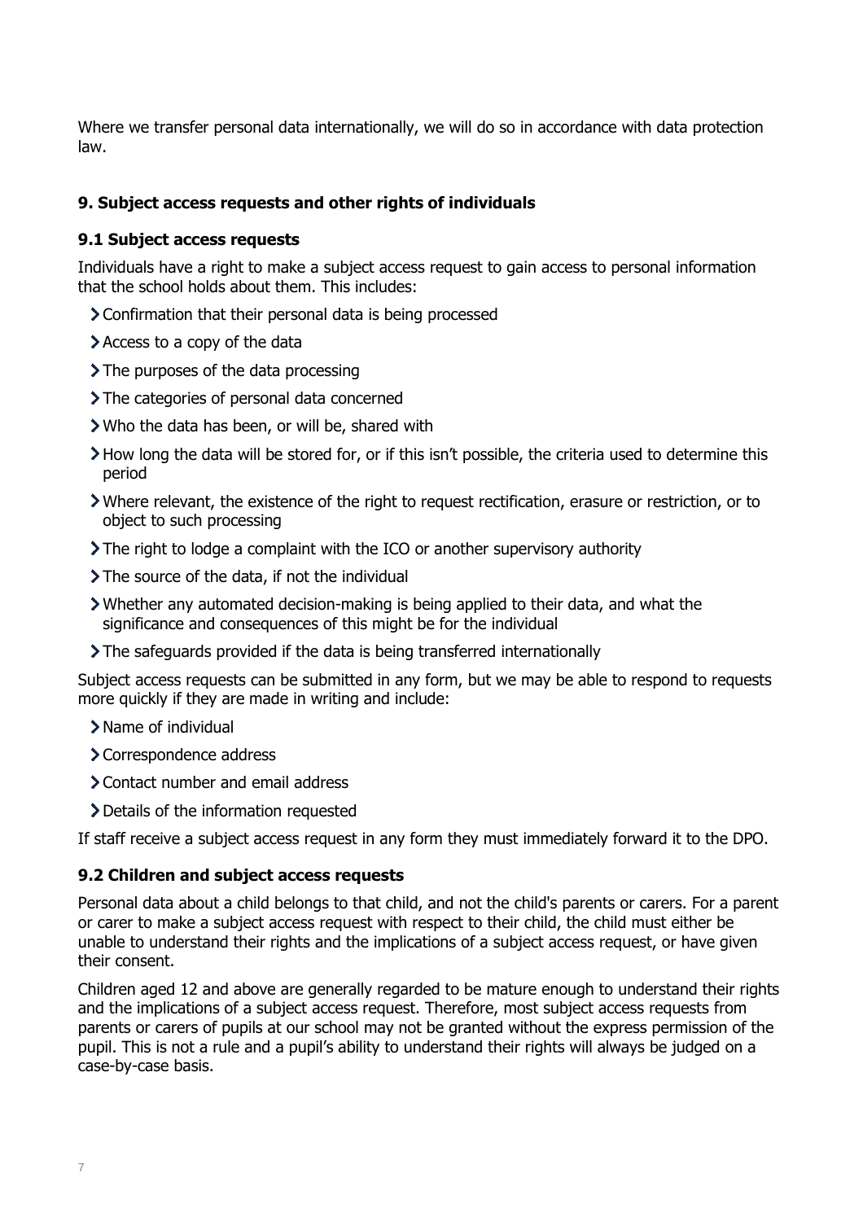Where we transfer personal data internationally, we will do so in accordance with data protection law.

### 9. Subject access requests and other rights of individuals

#### 9.1 Subject access requests

Individuals have a right to make a subject access request to gain access to personal information that the school holds about them. This includes:

- Confirmation that their personal data is being processed
- Access to a copy of the data
- The purposes of the data processing
- The categories of personal data concerned
- Who the data has been, or will be, shared with
- How long the data will be stored for, or if this isn't possible, the criteria used to determine this period
- Where relevant, the existence of the right to request rectification, erasure or restriction, or to object to such processing
- The right to lodge a complaint with the ICO or another supervisory authority
- The source of the data, if not the individual
- Whether any automated decision-making is being applied to their data, and what the significance and consequences of this might be for the individual
- The safeguards provided if the data is being transferred internationally

Subject access requests can be submitted in any form, but we may be able to respond to requests more quickly if they are made in writing and include:

- Name of individual
- Correspondence address
- Contact number and email address
- Details of the information requested

If staff receive a subject access request in any form they must immediately forward it to the DPO.

#### 9.2 Children and subject access requests

Personal data about a child belongs to that child, and not the child's parents or carers. For a parent or carer to make a subject access request with respect to their child, the child must either be unable to understand their rights and the implications of a subject access request, or have given their consent.

Children aged 12 and above are generally regarded to be mature enough to understand their rights and the implications of a subject access request. Therefore, most subject access requests from parents or carers of pupils at our school may not be granted without the express permission of the pupil. This is not a rule and a pupil's ability to understand their rights will always be judged on a case-by-case basis.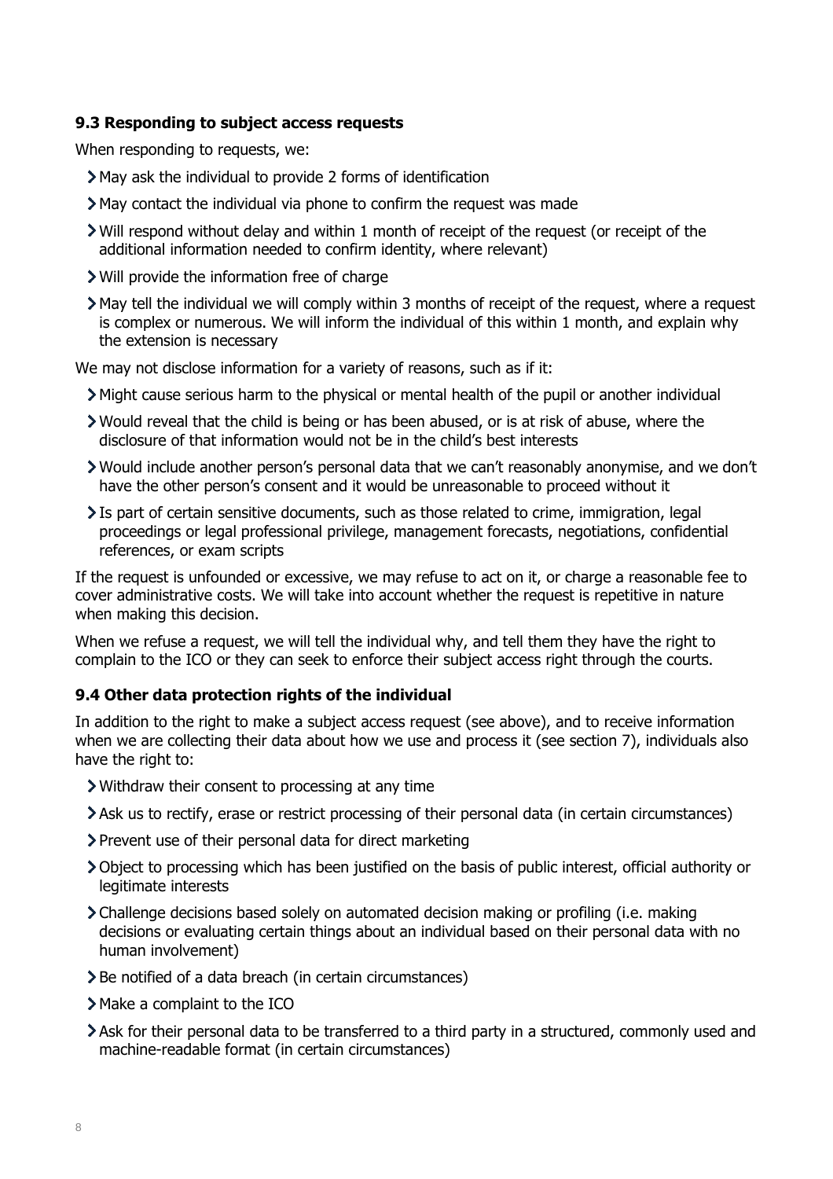### 9.3 Responding to subject access requests

When responding to requests, we:

- May ask the individual to provide 2 forms of identification
- May contact the individual via phone to confirm the request was made
- Will respond without delay and within 1 month of receipt of the request (or receipt of the additional information needed to confirm identity, where relevant)
- Will provide the information free of charge
- May tell the individual we will comply within 3 months of receipt of the request, where a request is complex or numerous. We will inform the individual of this within 1 month, and explain why the extension is necessary

We may not disclose information for a variety of reasons, such as if it:

- Might cause serious harm to the physical or mental health of the pupil or another individual
- Would reveal that the child is being or has been abused, or is at risk of abuse, where the disclosure of that information would not be in the child's best interests
- Would include another person's personal data that we can't reasonably anonymise, and we don't have the other person's consent and it would be unreasonable to proceed without it
- Is part of certain sensitive documents, such as those related to crime, immigration, legal proceedings or legal professional privilege, management forecasts, negotiations, confidential references, or exam scripts

If the request is unfounded or excessive, we may refuse to act on it, or charge a reasonable fee to cover administrative costs. We will take into account whether the request is repetitive in nature when making this decision.

When we refuse a request, we will tell the individual why, and tell them they have the right to complain to the ICO or they can seek to enforce their subject access right through the courts.

### 9.4 Other data protection rights of the individual

In addition to the right to make a subject access request (see above), and to receive information when we are collecting their data about how we use and process it (see section 7), individuals also have the right to:

- Withdraw their consent to processing at any time
- Ask us to rectify, erase or restrict processing of their personal data (in certain circumstances)
- Prevent use of their personal data for direct marketing
- Object to processing which has been justified on the basis of public interest, official authority or legitimate interests
- Challenge decisions based solely on automated decision making or profiling (i.e. making decisions or evaluating certain things about an individual based on their personal data with no human involvement)
- Be notified of a data breach (in certain circumstances)
- Make a complaint to the ICO
- Ask for their personal data to be transferred to a third party in a structured, commonly used and machine-readable format (in certain circumstances)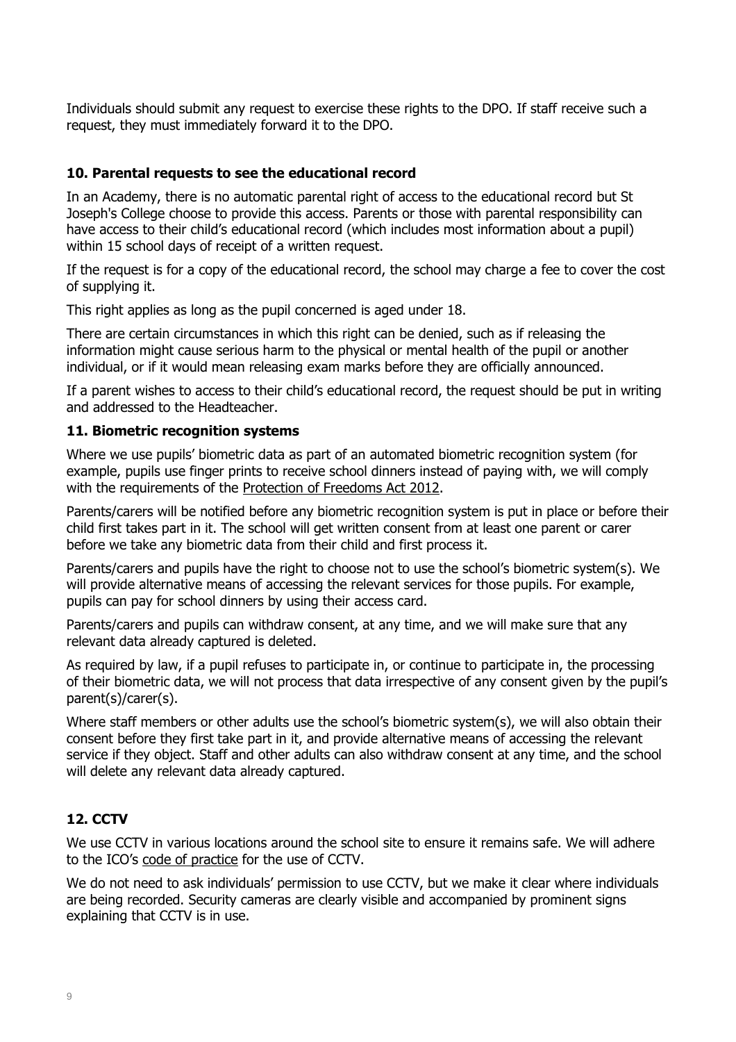Individuals should submit any request to exercise these rights to the DPO. If staff receive such a request, they must immediately forward it to the DPO.

## 10. Parental requests to see the educational record

In an Academy, there is no automatic parental right of access to the educational record but St Joseph's College choose to provide this access. Parents or those with parental responsibility can have access to their child's educational record (which includes most information about a pupil) within 15 school days of receipt of a written request.

If the request is for a copy of the educational record, the school may charge a fee to cover the cost of supplying it.

This right applies as long as the pupil concerned is aged under 18.

There are certain circumstances in which this right can be denied, such as if releasing the information might cause serious harm to the physical or mental health of the pupil or another individual, or if it would mean releasing exam marks before they are officially announced.

If a parent wishes to access to their child's educational record, the request should be put in writing and addressed to the Headteacher.

## 11. Biometric recognition systems

Where we use pupils' biometric data as part of an automated biometric recognition system (for example, pupils use finger prints to receive school dinners instead of paying with, we will comply with the requirements of the Protection of Freedoms Act 2012.

Parents/carers will be notified before any biometric recognition system is put in place or before their child first takes part in it. The school will get written consent from at least one parent or carer before we take any biometric data from their child and first process it.

Parents/carers and pupils have the right to choose not to use the school's biometric system(s). We will provide alternative means of accessing the relevant services for those pupils. For example, pupils can pay for school dinners by using their access card.

Parents/carers and pupils can withdraw consent, at any time, and we will make sure that any relevant data already captured is deleted.

As required by law, if a pupil refuses to participate in, or continue to participate in, the processing of their biometric data, we will not process that data irrespective of any consent given by the pupil's parent(s)/carer(s).

Where staff members or other adults use the school's biometric system(s), we will also obtain their consent before they first take part in it, and provide alternative means of accessing the relevant service if they object. Staff and other adults can also withdraw consent at any time, and the school will delete any relevant data already captured.

## 12. CCTV

We use CCTV in various locations around the school site to ensure it remains safe. We will adhere to the ICO's code of practice for the use of CCTV.

We do not need to ask individuals' permission to use CCTV, but we make it clear where individuals are being recorded. Security cameras are clearly visible and accompanied by prominent signs explaining that CCTV is in use.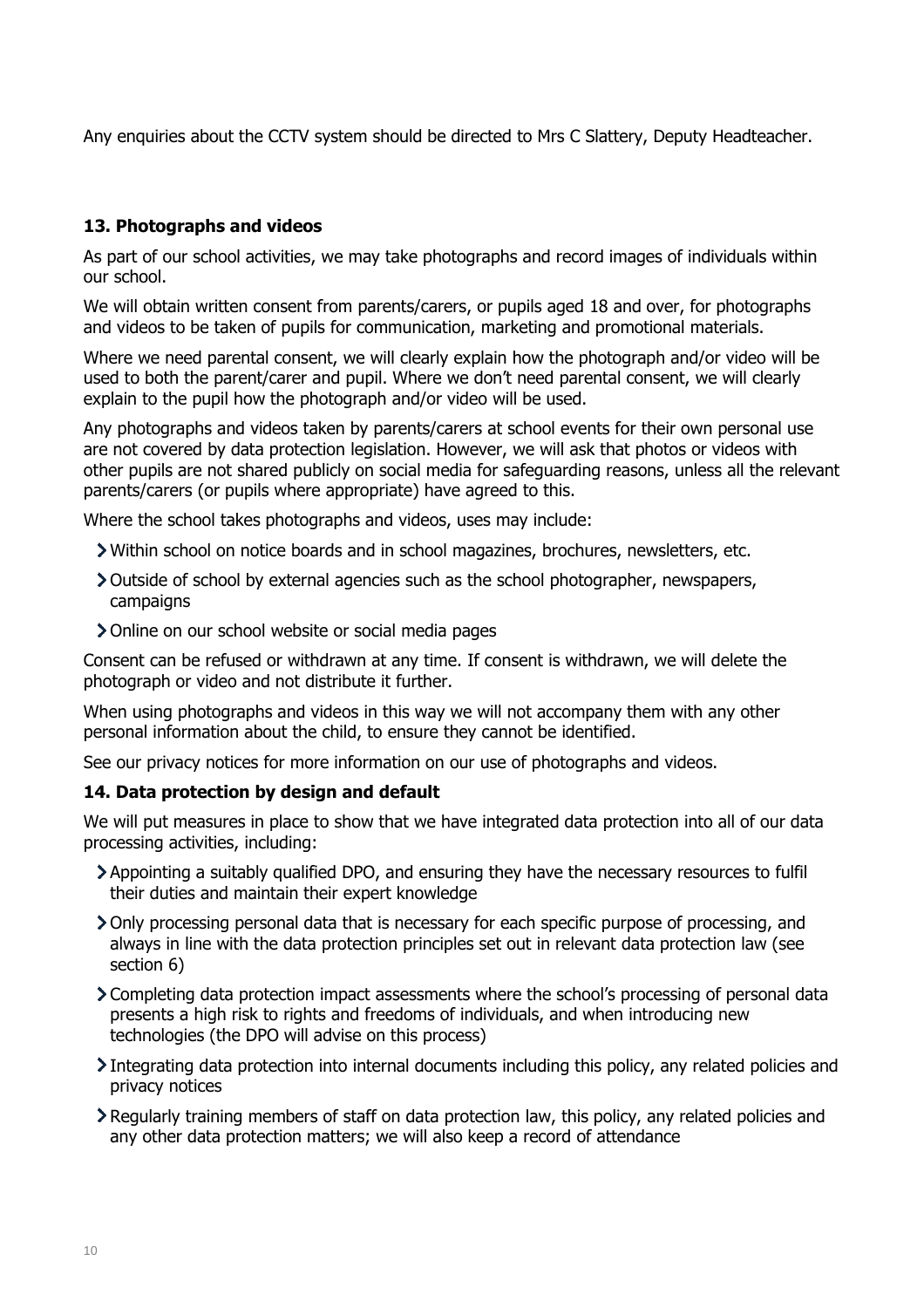Any enquiries about the CCTV system should be directed to Mrs C Slattery, Deputy Headteacher.

### 13. Photographs and videos

As part of our school activities, we may take photographs and record images of individuals within our school.

We will obtain written consent from parents/carers, or pupils aged 18 and over, for photographs and videos to be taken of pupils for communication, marketing and promotional materials.

Where we need parental consent, we will clearly explain how the photograph and/or video will be used to both the parent/carer and pupil. Where we don't need parental consent, we will clearly explain to the pupil how the photograph and/or video will be used.

Any photographs and videos taken by parents/carers at school events for their own personal use are not covered by data protection legislation. However, we will ask that photos or videos with other pupils are not shared publicly on social media for safeguarding reasons, unless all the relevant parents/carers (or pupils where appropriate) have agreed to this.

Where the school takes photographs and videos, uses may include:

- Within school on notice boards and in school magazines, brochures, newsletters, etc.
- Outside of school by external agencies such as the school photographer, newspapers, campaigns
- Online on our school website or social media pages

Consent can be refused or withdrawn at any time. If consent is withdrawn, we will delete the photograph or video and not distribute it further.

When using photographs and videos in this way we will not accompany them with any other personal information about the child, to ensure they cannot be identified.

See our privacy notices for more information on our use of photographs and videos.

### 14. Data protection by design and default

We will put measures in place to show that we have integrated data protection into all of our data processing activities, including:

- Appointing a suitably qualified DPO, and ensuring they have the necessary resources to fulfil their duties and maintain their expert knowledge
- Only processing personal data that is necessary for each specific purpose of processing, and always in line with the data protection principles set out in relevant data protection law (see section 6)
- Completing data protection impact assessments where the school's processing of personal data presents a high risk to rights and freedoms of individuals, and when introducing new technologies (the DPO will advise on this process)
- Integrating data protection into internal documents including this policy, any related policies and privacy notices
- Regularly training members of staff on data protection law, this policy, any related policies and any other data protection matters; we will also keep a record of attendance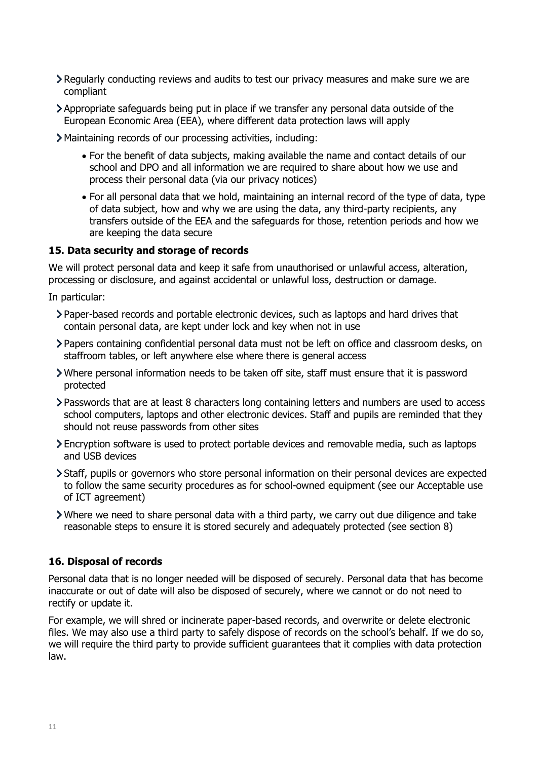- Regularly conducting reviews and audits to test our privacy measures and make sure we are compliant
- Appropriate safeguards being put in place if we transfer any personal data outside of the European Economic Area (EEA), where different data protection laws will apply
- Maintaining records of our processing activities, including:
  - For the benefit of data subjects, making available the name and contact details of our school and DPO and all information we are required to share about how we use and process their personal data (via our privacy notices)
  - For all personal data that we hold, maintaining an internal record of the type of data, type of data subject, how and why we are using the data, any third-party recipients, any transfers outside of the EEA and the safeguards for those, retention periods and how we are keeping the data secure

## 15. Data security and storage of records

We will protect personal data and keep it safe from unauthorised or unlawful access, alteration, processing or disclosure, and against accidental or unlawful loss, destruction or damage.

In particular:

- Paper-based records and portable electronic devices, such as laptops and hard drives that contain personal data, are kept under lock and key when not in use
- Papers containing confidential personal data must not be left on office and classroom desks, on staffroom tables, or left anywhere else where there is general access
- Where personal information needs to be taken off site, staff must ensure that it is password protected
- Passwords that are at least 8 characters long containing letters and numbers are used to access school computers, laptops and other electronic devices. Staff and pupils are reminded that they should not reuse passwords from other sites
- Encryption software is used to protect portable devices and removable media, such as laptops and USB devices
- Staff, pupils or governors who store personal information on their personal devices are expected to follow the same security procedures as for school-owned equipment (see our Acceptable use of ICT agreement)
- Where we need to share personal data with a third party, we carry out due diligence and take reasonable steps to ensure it is stored securely and adequately protected (see section 8)

## 16. Disposal of records

Personal data that is no longer needed will be disposed of securely. Personal data that has become inaccurate or out of date will also be disposed of securely, where we cannot or do not need to rectify or update it.

For example, we will shred or incinerate paper-based records, and overwrite or delete electronic files. We may also use a third party to safely dispose of records on the school's behalf. If we do so, we will require the third party to provide sufficient guarantees that it complies with data protection law.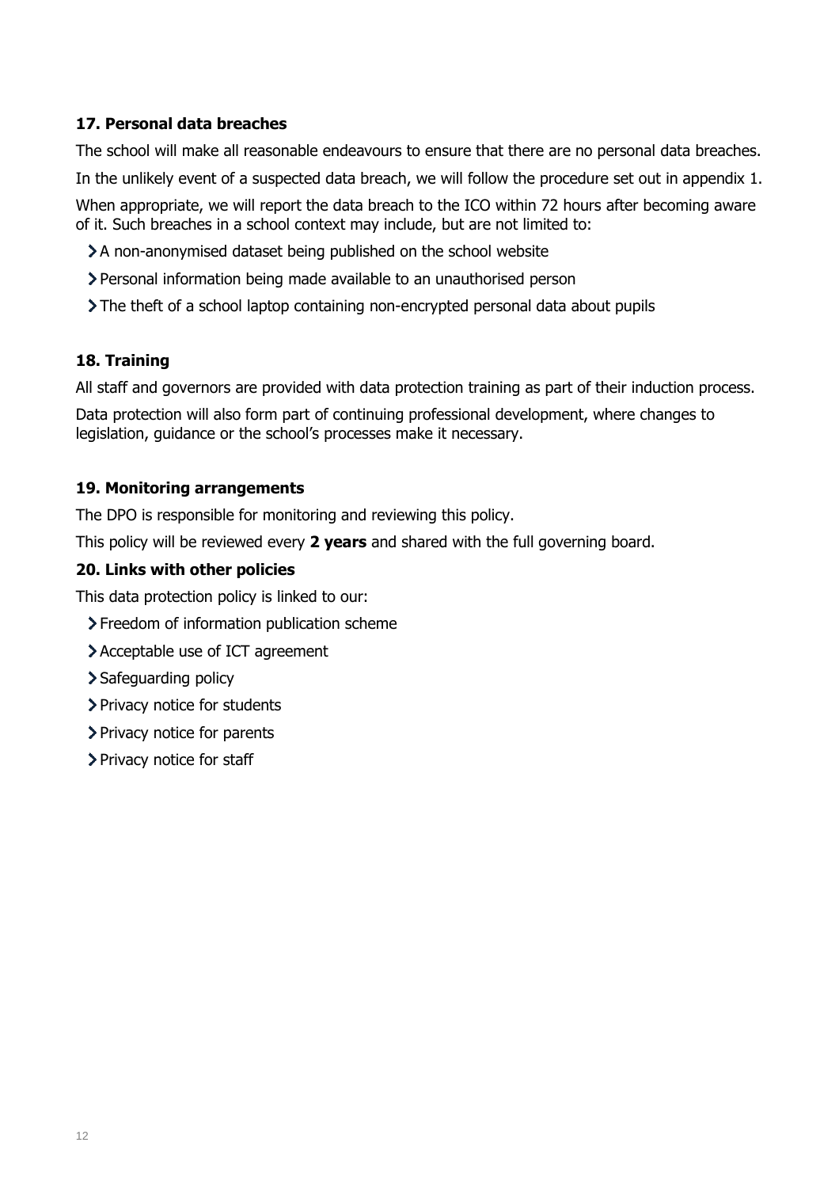### 17. Personal data breaches

The school will make all reasonable endeavours to ensure that there are no personal data breaches.

In the unlikely event of a suspected data breach, we will follow the procedure set out in appendix 1.

When appropriate, we will report the data breach to the ICO within 72 hours after becoming aware of it. Such breaches in a school context may include, but are not limited to:

- A non-anonymised dataset being published on the school website
- Personal information being made available to an unauthorised person
- The theft of a school laptop containing non-encrypted personal data about pupils

### 18. Training

All staff and governors are provided with data protection training as part of their induction process.

Data protection will also form part of continuing professional development, where changes to legislation, guidance or the school's processes make it necessary.

### 19. Monitoring arrangements

The DPO is responsible for monitoring and reviewing this policy.

This policy will be reviewed every **2 years** and shared with the full governing board.

### 20. Links with other policies

This data protection policy is linked to our:

- Freedom of information publication scheme
- Acceptable use of ICT agreement
- Safeguarding policy
- Privacy notice for students
- Privacy notice for parents
- Privacy notice for staff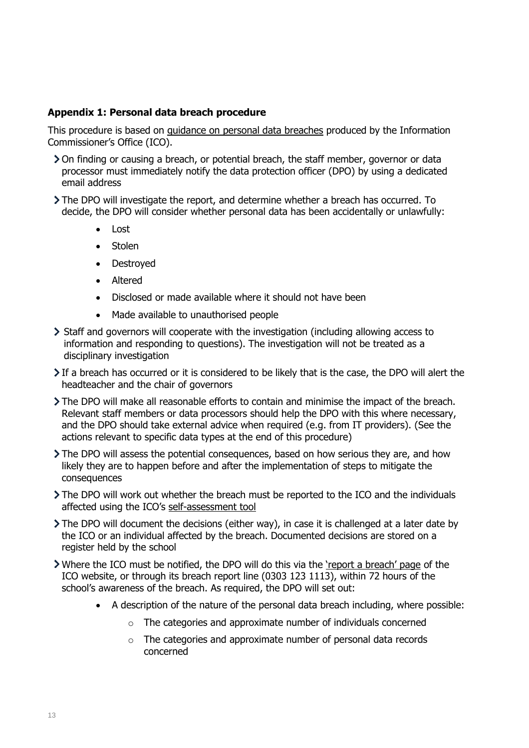**Appendix 1: Personal data breach procedure**

This procedure is based on guidance on personal data breaches produced by the Information Commissioner's Office (ICO).

- On finding or causing a breach, or potential breach, the staff member, governor or data processor must immediately notify the data protection officer (DPO) by using a dedicated email address
- The DPO will investigate the report, and determine whether a breach has occurred. To decide, the DPO will consider whether personal data has been accidentally or unlawfully:
    - Lost
    - Stolen
    - Destroyed
    - Altered
    - Disclosed or made available where it should not have been
    - Made available to unauthorised people
- Staff and governors will cooperate with the investigation (including allowing access to information and responding to questions). The investigation will not be treated as a disciplinary investigation
- If a breach has occurred or it is considered to be likely that is the case, the DPO will alert the headteacher and the chair of governors
- The DPO will make all reasonable efforts to contain and minimise the impact of the breach. Relevant staff members or data processors should help the DPO with this where necessary, and the DPO should take external advice when required (e.g. from IT providers). (See the actions relevant to specific data types at the end of this procedure)
- The DPO will assess the potential consequences, based on how serious they are, and how likely they are to happen before and after the implementation of steps to mitigate the consequences
- The DPO will work out whether the breach must be reported to the ICO and the individuals affected using the ICO's self-assessment tool
- The DPO will document the decisions (either way), in case it is challenged at a later date by the ICO or an individual affected by the breach. Documented decisions are stored on a register held by the school
- Where the ICO must be notified, the DPO will do this via the 'report a breach' page of the ICO website, or through its breach report line (0303 123 1113), within 72 hours of the school's awareness of the breach. As required, the DPO will set out:
    - A description of the nature of the personal data breach including, where possible:
        - The categories and approximate number of individuals concerned
        - The categories and approximate number of personal data records concerned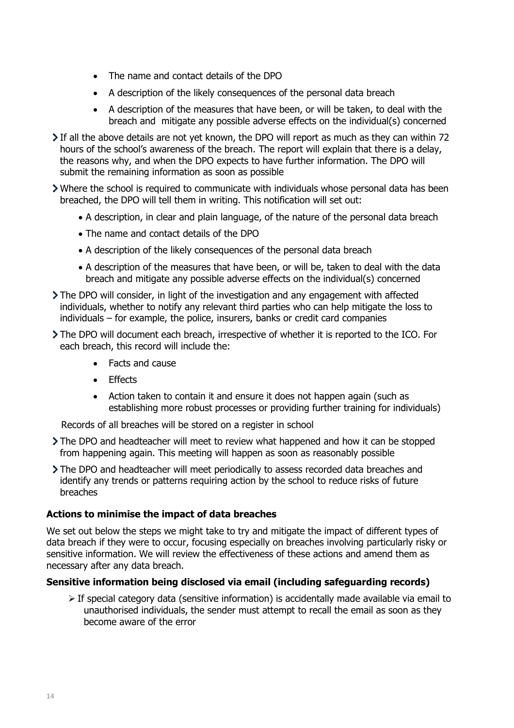- The name and contact details of the DPO
    - A description of the likely consequences of the personal data breach
    - A description of the measures that have been, or will be taken, to deal with the breach and mitigate any possible adverse effects on the individual(s) concerned

- If all the above details are not yet known, the DPO will report as much as they can within 72 hours of the school's awareness of the breach. The report will explain that there is a delay, the reasons why, and when the DPO expects to have further information. The DPO will submit the remaining information as soon as possible
- Where the school is required to communicate with individuals whose personal data has been breached, the DPO will tell them in writing. This notification will set out:
    - A description, in clear and plain language, of the nature of the personal data breach
    - The name and contact details of the DPO
    - A description of the likely consequences of the personal data breach
    - A description of the measures that have been, or will be, taken to deal with the data breach and mitigate any possible adverse effects on the individual(s) concerned
- The DPO will consider, in light of the investigation and any engagement with affected individuals, whether to notify any relevant third parties who can help mitigate the loss to individuals – for example, the police, insurers, banks or credit card companies
- The DPO will document each breach, irrespective of whether it is reported to the ICO. For each breach, this record will include the:
    - Facts and cause
    - Effects
    - Action taken to contain it and ensure it does not happen again (such as establishing more robust processes or providing further training for individuals)

  Records of all breaches will be stored on a register in school
- The DPO and headteacher will meet to review what happened and how it can be stopped from happening again. This meeting will happen as soon as reasonably possible
- The DPO and headteacher will meet periodically to assess recorded data breaches and identify any trends or patterns requiring action by the school to reduce risks of future breaches

**Actions to minimise the impact of data breaches**

We set out below the steps we might take to try and mitigate the impact of different types of data breach if they were to occur, focusing especially on breaches involving particularly risky or sensitive information. We will review the effectiveness of these actions and amend them as necessary after any data breach.

**Sensitive information being disclosed via email (including safeguarding records)**

- If special category data (sensitive information) is accidentally made available via email to unauthorised individuals, the sender must attempt to recall the email as soon as they become aware of the error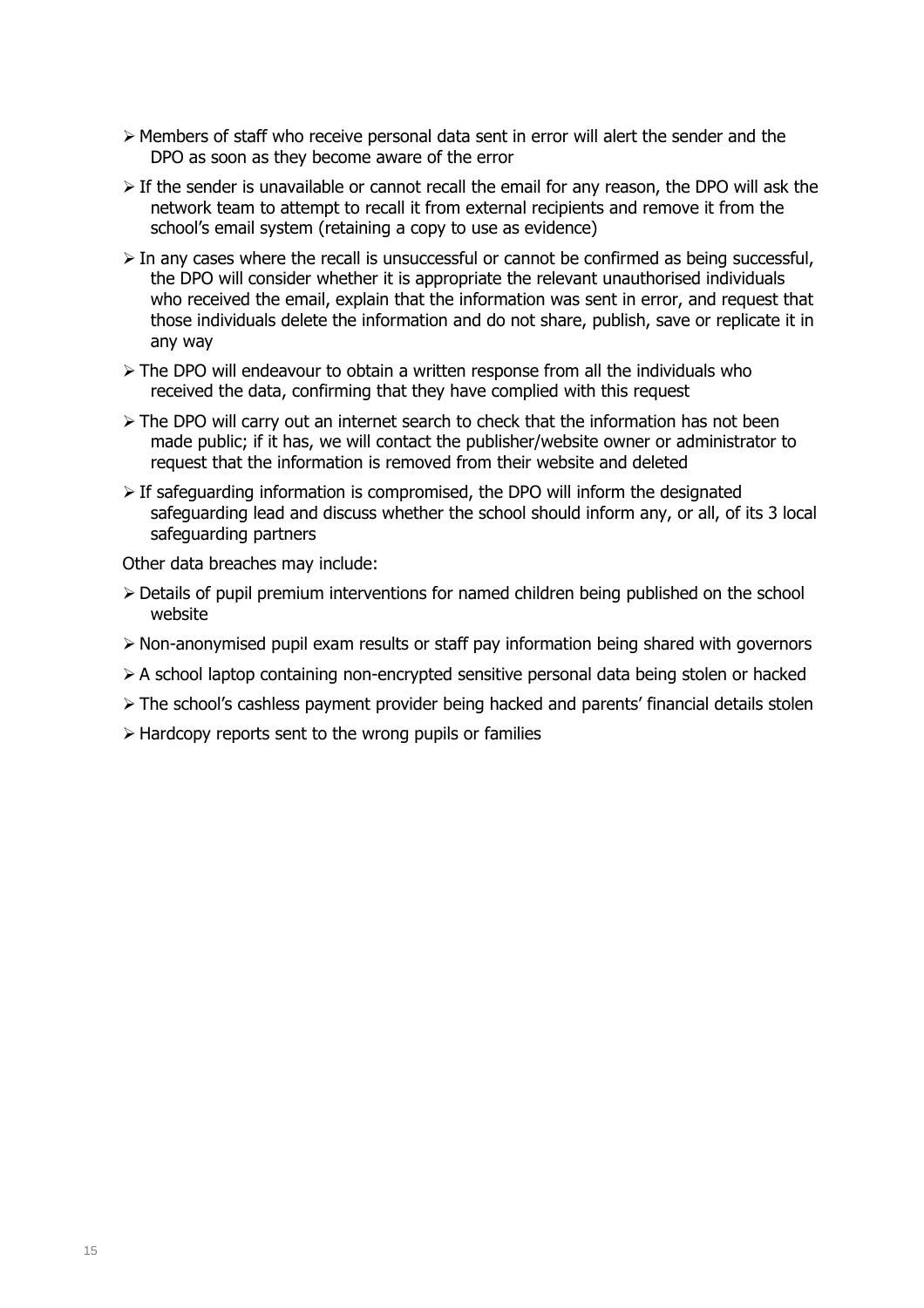- Members of staff who receive personal data sent in error will alert the sender and the DPO as soon as they become aware of the error
- If the sender is unavailable or cannot recall the email for any reason, the DPO will ask the network team to attempt to recall it from external recipients and remove it from the school's email system (retaining a copy to use as evidence)
- In any cases where the recall is unsuccessful or cannot be confirmed as being successful, the DPO will consider whether it is appropriate the relevant unauthorised individuals who received the email, explain that the information was sent in error, and request that those individuals delete the information and do not share, publish, save or replicate it in any way
- The DPO will endeavour to obtain a written response from all the individuals who received the data, confirming that they have complied with this request
- The DPO will carry out an internet search to check that the information has not been made public; if it has, we will contact the publisher/website owner or administrator to request that the information is removed from their website and deleted
- If safeguarding information is compromised, the DPO will inform the designated safeguarding lead and discuss whether the school should inform any, or all, of its 3 local safeguarding partners

Other data breaches may include:

- Details of pupil premium interventions for named children being published on the school website
- Non-anonymised pupil exam results or staff pay information being shared with governors
- A school laptop containing non-encrypted sensitive personal data being stolen or hacked
- The school's cashless payment provider being hacked and parents' financial details stolen
- Hardcopy reports sent to the wrong pupils or families